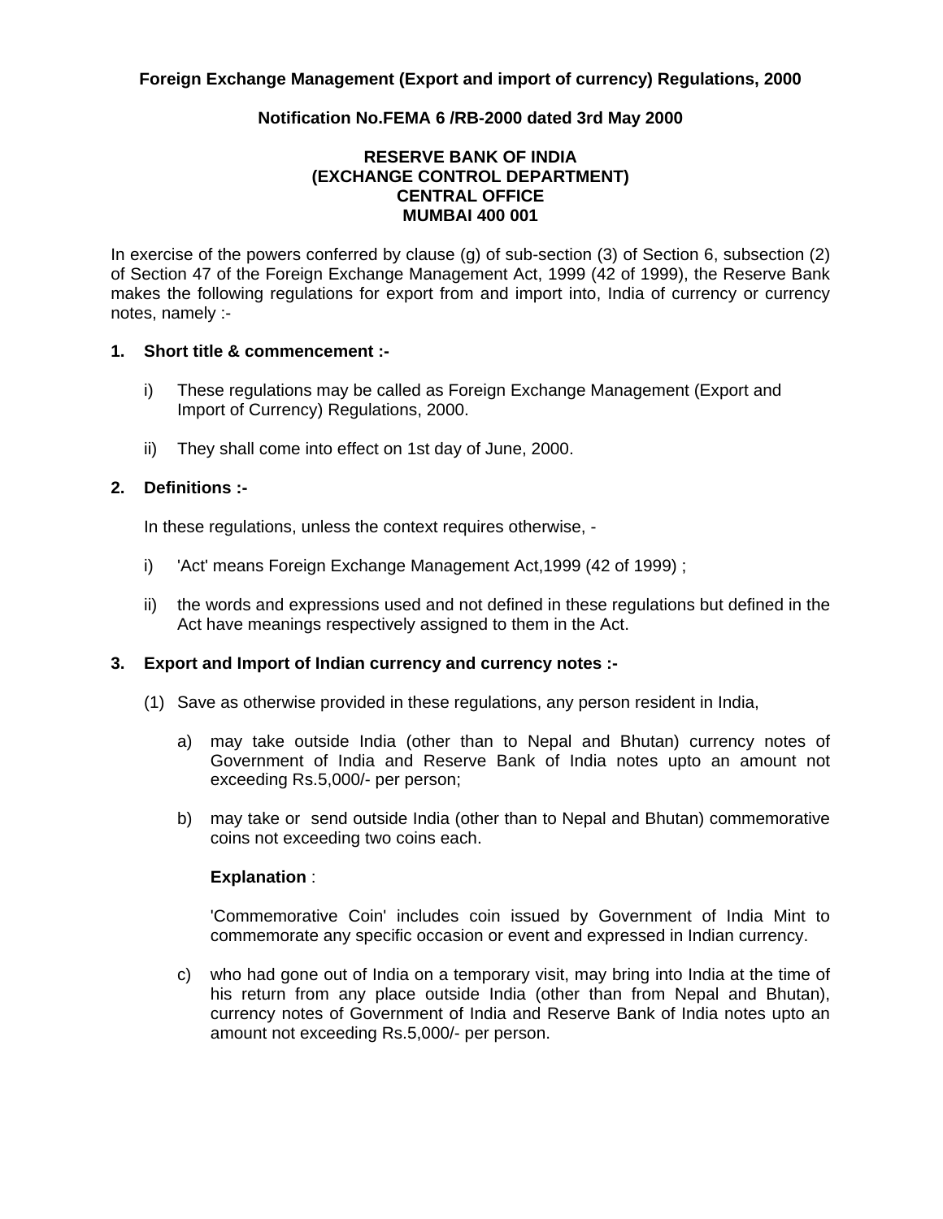**Foreign Exchange Management (Export and import of currency) Regulations, 2000**

**Notification No.FEMA 6 /RB-2000 dated 3rd May 2000**

**RESERVE BANK OF INDIA**
**(EXCHANGE CONTROL DEPARTMENT)**
**CENTRAL OFFICE**
**MUMBAI 400 001**

In exercise of the powers conferred by clause (g) of sub-section (3) of Section 6, subsection (2) of Section 47 of the Foreign Exchange Management Act, 1999 (42 of 1999), the Reserve Bank makes the following regulations for export from and import into, India of currency or currency notes, namely :-

**1. Short title & commencement :-**

i) These regulations may be called as Foreign Exchange Management (Export and Import of Currency) Regulations, 2000.

ii) They shall come into effect on 1st day of June, 2000.

**2. Definitions :-**

In these regulations, unless the context requires otherwise, -

i) 'Act' means Foreign Exchange Management Act,1999 (42 of 1999) ;

ii) the words and expressions used and not defined in these regulations but defined in the Act have meanings respectively assigned to them in the Act.

**3. Export and Import of Indian currency and currency notes :-**

(1) Save as otherwise provided in these regulations, any person resident in India,

a) may take outside India (other than to Nepal and Bhutan) currency notes of Government of India and Reserve Bank of India notes upto an amount not exceeding Rs.5,000/- per person;

b) may take or send outside India (other than to Nepal and Bhutan) commemorative coins not exceeding two coins each.

**Explanation** :

'Commemorative Coin' includes coin issued by Government of India Mint to commemorate any specific occasion or event and expressed in Indian currency.

c) who had gone out of India on a temporary visit, may bring into India at the time of his return from any place outside India (other than from Nepal and Bhutan), currency notes of Government of India and Reserve Bank of India notes upto an amount not exceeding Rs.5,000/- per person.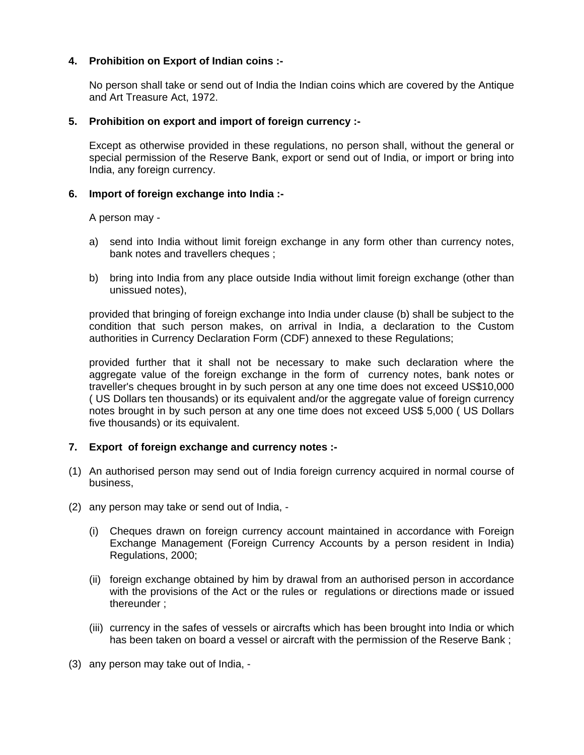**4. Prohibition on Export of Indian coins :-**

No person shall take or send out of India the Indian coins which are covered by the Antique and Art Treasure Act, 1972.

**5. Prohibition on export and import of foreign currency :-**

Except as otherwise provided in these regulations, no person shall, without the general or special permission of the Reserve Bank, export or send out of India, or import or bring into India, any foreign currency.

**6. Import of foreign exchange into India :-**

A person may -

a) send into India without limit foreign exchange in any form other than currency notes, bank notes and travellers cheques ;

b) bring into India from any place outside India without limit foreign exchange (other than unissued notes),

provided that bringing of foreign exchange into India under clause (b) shall be subject to the condition that such person makes, on arrival in India, a declaration to the Custom authorities in Currency Declaration Form (CDF) annexed to these Regulations;

provided further that it shall not be necessary to make such declaration where the aggregate value of the foreign exchange in the form of currency notes, bank notes or traveller's cheques brought in by such person at any one time does not exceed US$10,000 ( US Dollars ten thousands) or its equivalent and/or the aggregate value of foreign currency notes brought in by such person at any one time does not exceed US$ 5,000 ( US Dollars five thousands) or its equivalent.

**7. Export of foreign exchange and currency notes :-**

(1) An authorised person may send out of India foreign currency acquired in normal course of business,

(2) any person may take or send out of India, -

(i) Cheques drawn on foreign currency account maintained in accordance with Foreign Exchange Management (Foreign Currency Accounts by a person resident in India) Regulations, 2000;

(ii) foreign exchange obtained by him by drawal from an authorised person in accordance with the provisions of the Act or the rules or regulations or directions made or issued thereunder ;

(iii) currency in the safes of vessels or aircrafts which has been brought into India or which has been taken on board a vessel or aircraft with the permission of the Reserve Bank ;

(3) any person may take out of India, -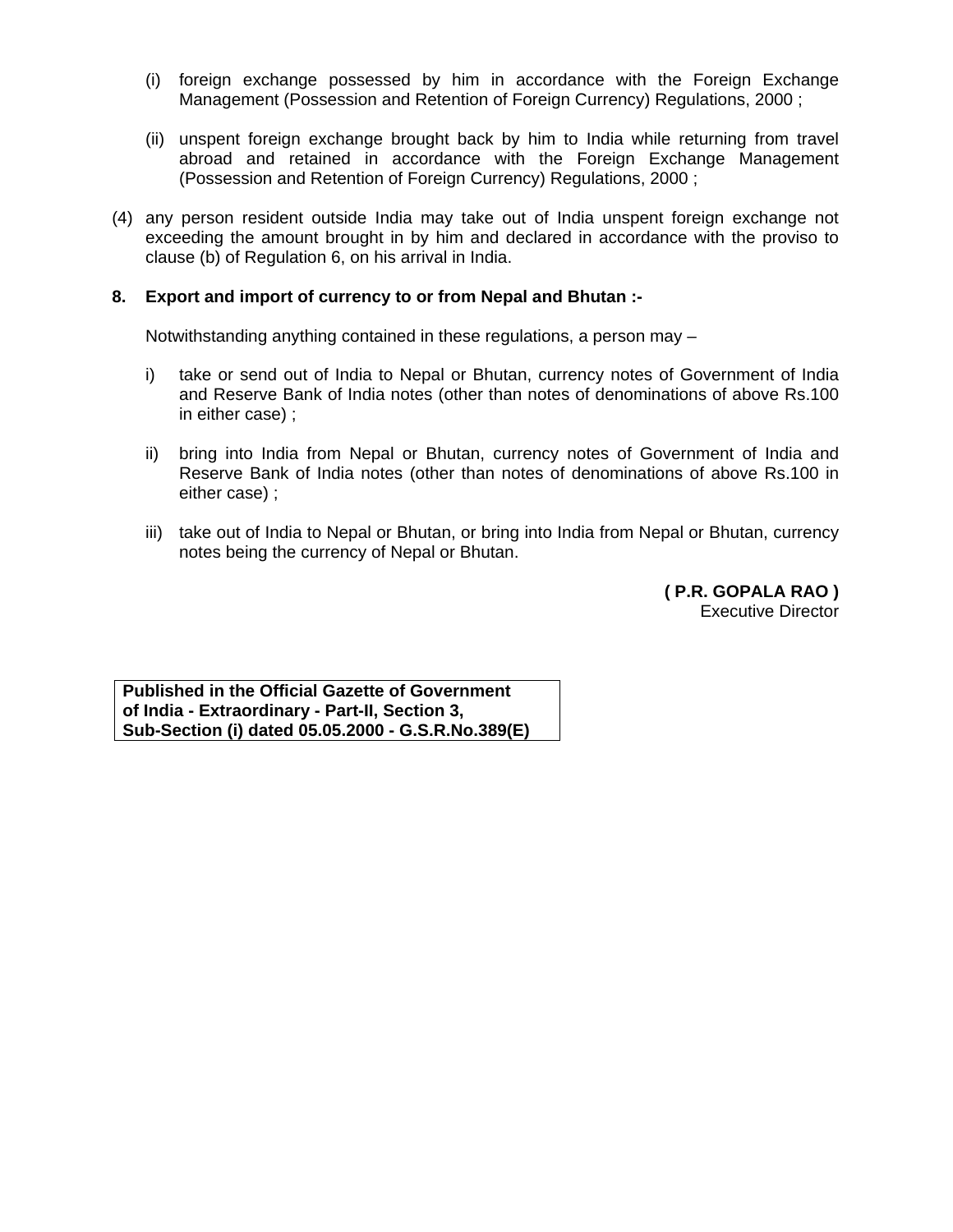(i) foreign exchange possessed by him in accordance with the Foreign Exchange Management (Possession and Retention of Foreign Currency) Regulations, 2000 ;

(ii) unspent foreign exchange brought back by him to India while returning from travel abroad and retained in accordance with the Foreign Exchange Management (Possession and Retention of Foreign Currency) Regulations, 2000 ;

(4) any person resident outside India may take out of India unspent foreign exchange not exceeding the amount brought in by him and declared in accordance with the proviso to clause (b) of Regulation 6, on his arrival in India.

**8. Export and import of currency to or from Nepal and Bhutan :-**

Notwithstanding anything contained in these regulations, a person may –

i) take or send out of India to Nepal or Bhutan, currency notes of Government of India and Reserve Bank of India notes (other than notes of denominations of above Rs.100 in either case) ;

ii) bring into India from Nepal or Bhutan, currency notes of Government of India and Reserve Bank of India notes (other than notes of denominations of above Rs.100 in either case) ;

iii) take out of India to Nepal or Bhutan, or bring into India from Nepal or Bhutan, currency notes being the currency of Nepal or Bhutan.

**( P.R. GOPALA RAO )**
Executive Director

**Published in the Official Gazette of Government of India - Extraordinary - Part-II, Section 3, Sub-Section (i) dated 05.05.2000 - G.S.R.No.389(E)**